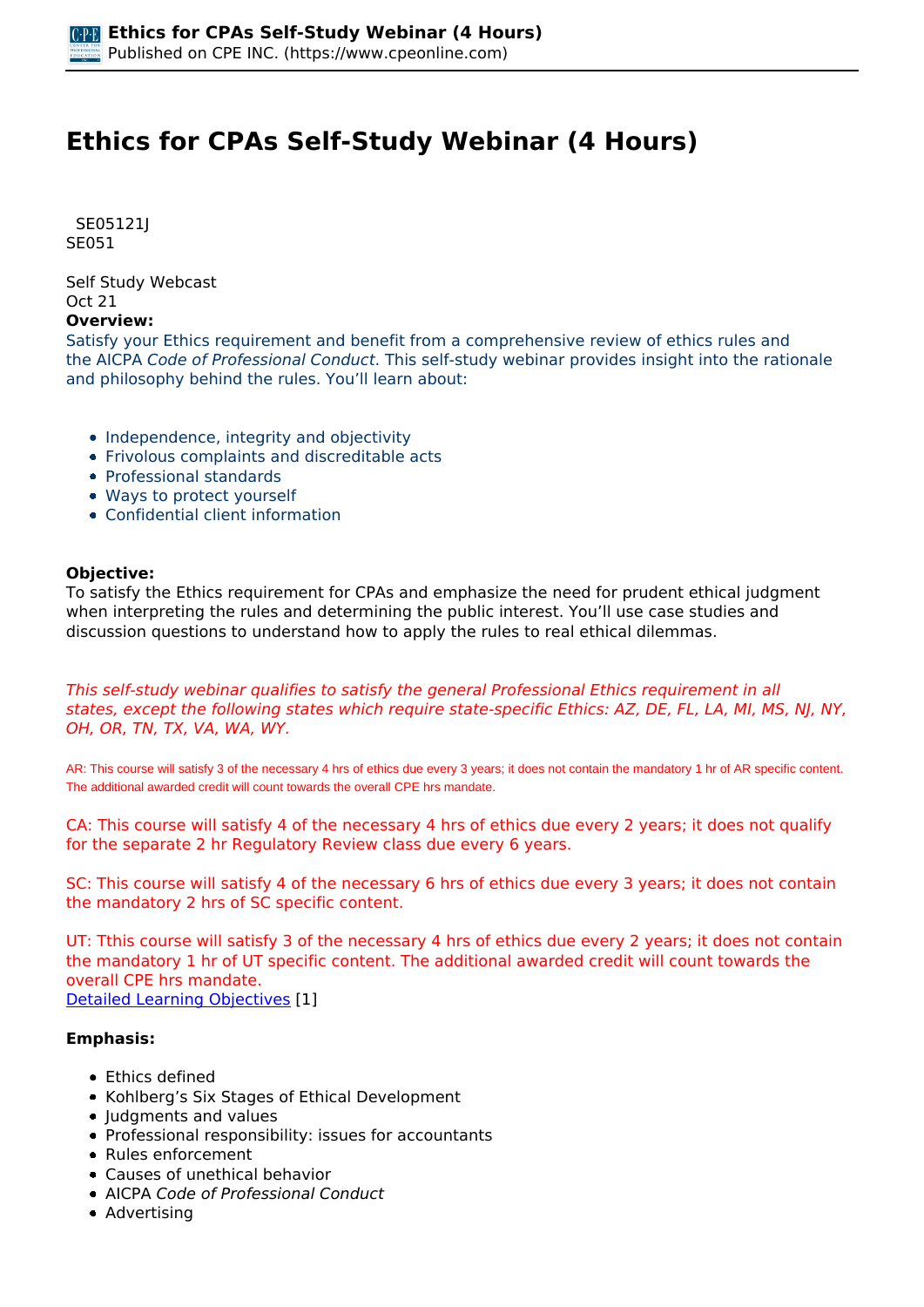# Ethics for CPAs Self-Study Webinar (4 Hours)

SE05121J
SE051

Self Study Webcast
Oct 21

**Overview:**

Satisfy your Ethics requirement and benefit from a comprehensive review of ethics rules and the AICPA *Code of Professional Conduct*. This self-study webinar provides insight into the rationale and philosophy behind the rules. You'll learn about:

- Independence, integrity and objectivity
- Frivolous complaints and discreditable acts
- Professional standards
- Ways to protect yourself
- Confidential client information

**Objective:**

To satisfy the Ethics requirement for CPAs and emphasize the need for prudent ethical judgment when interpreting the rules and determining the public interest. You'll use case studies and discussion questions to understand how to apply the rules to real ethical dilemmas.

*This self-study webinar qualifies to satisfy the general Professional Ethics requirement in all states, except the following states which require state-specific Ethics: AZ, DE, FL, LA, MI, MS, NJ, NY, OH, OR, TN, TX, VA, WA, WY.*

AR: This course will satisfy 3 of the necessary 4 hrs of ethics due every 3 years; it does not contain the mandatory 1 hr of AR specific content. The additional awarded credit will count towards the overall CPE hrs mandate.

CA: This course will satisfy 4 of the necessary 4 hrs of ethics due every 2 years; it does not qualify for the separate 2 hr Regulatory Review class due every 6 years.

SC: This course will satisfy 4 of the necessary 6 hrs of ethics due every 3 years; it does not contain the mandatory 2 hrs of SC specific content.

UT: Tthis course will satisfy 3 of the necessary 4 hrs of ethics due every 2 years; it does not contain the mandatory 1 hr of UT specific content. The additional awarded credit will count towards the overall CPE hrs mandate.

Detailed Learning Objectives [1]

**Emphasis:**

- Ethics defined
- Kohlberg's Six Stages of Ethical Development
- Judgments and values
- Professional responsibility: issues for accountants
- Rules enforcement
- Causes of unethical behavior
- AICPA *Code of Professional Conduct*
- Advertising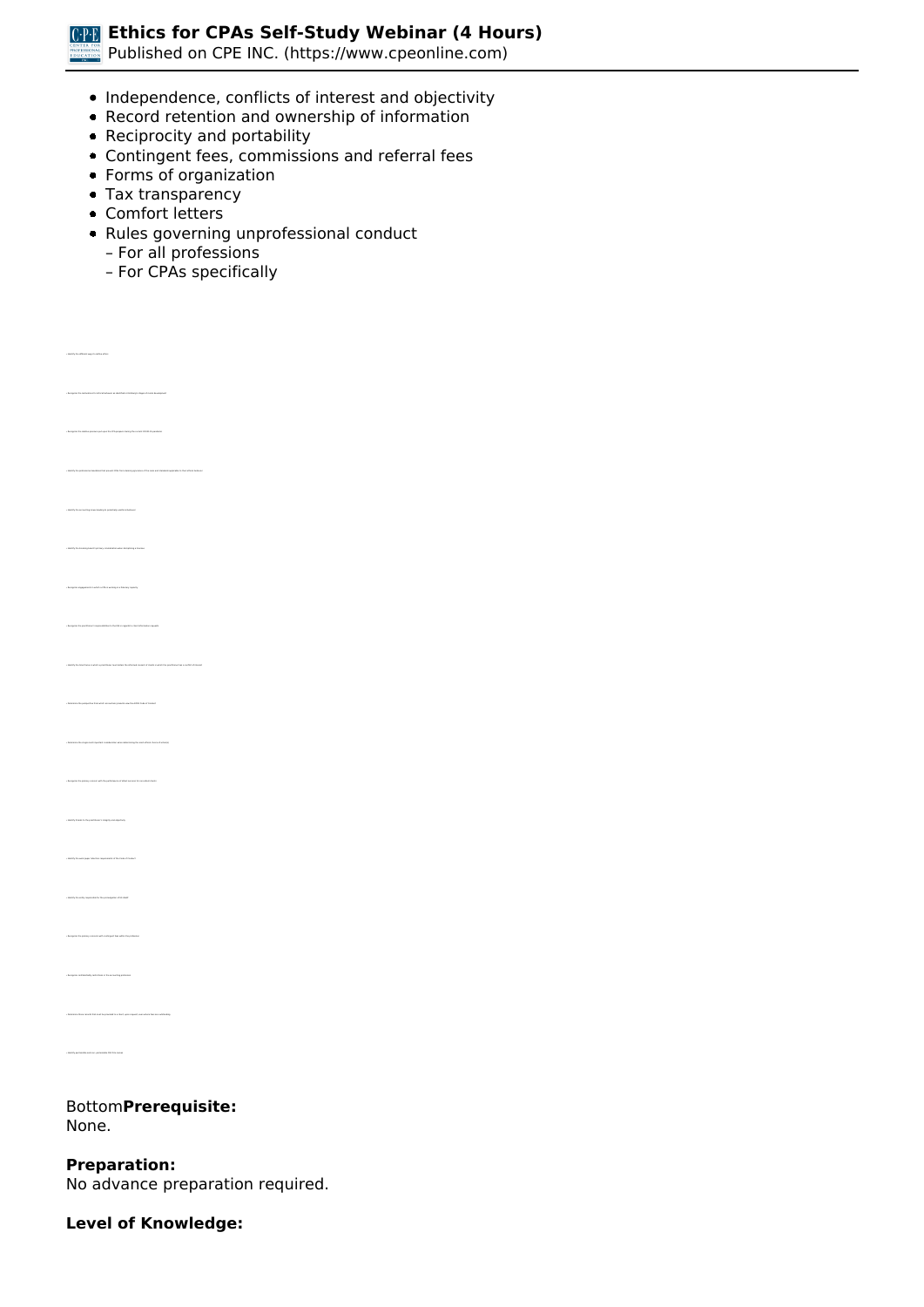- Independence, conflicts of interest and objectivity
- Record retention and ownership of information
- Reciprocity and portability
- Contingent fees, commissions and referral fees
- Forms of organization
- Tax transparency
- Comfort letters
- Rules governing unprofessional conduct
  - For all professions
  - For CPAs specifically

Bottom**Prerequisite:**
None.

**Preparation:**
No advance preparation required.

**Level of Knowledge:**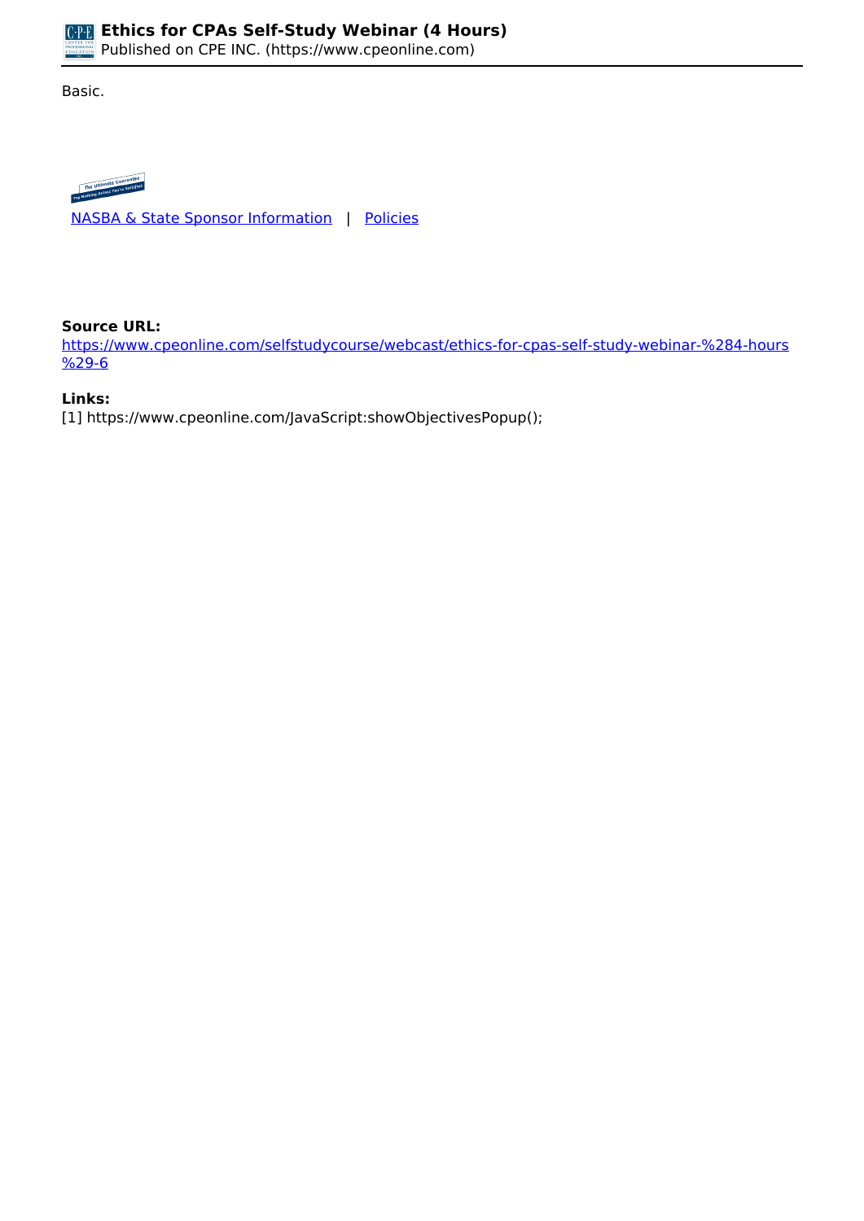Basic.

NASBA & State Sponsor Information | Policies

**Source URL:**
https://www.cpeonline.com/selfstudycourse/webcast/ethics-for-cpas-self-study-webinar-%284-hours%29-6

**Links:**
[1] https://www.cpeonline.com/JavaScript:showObjectivesPopup();